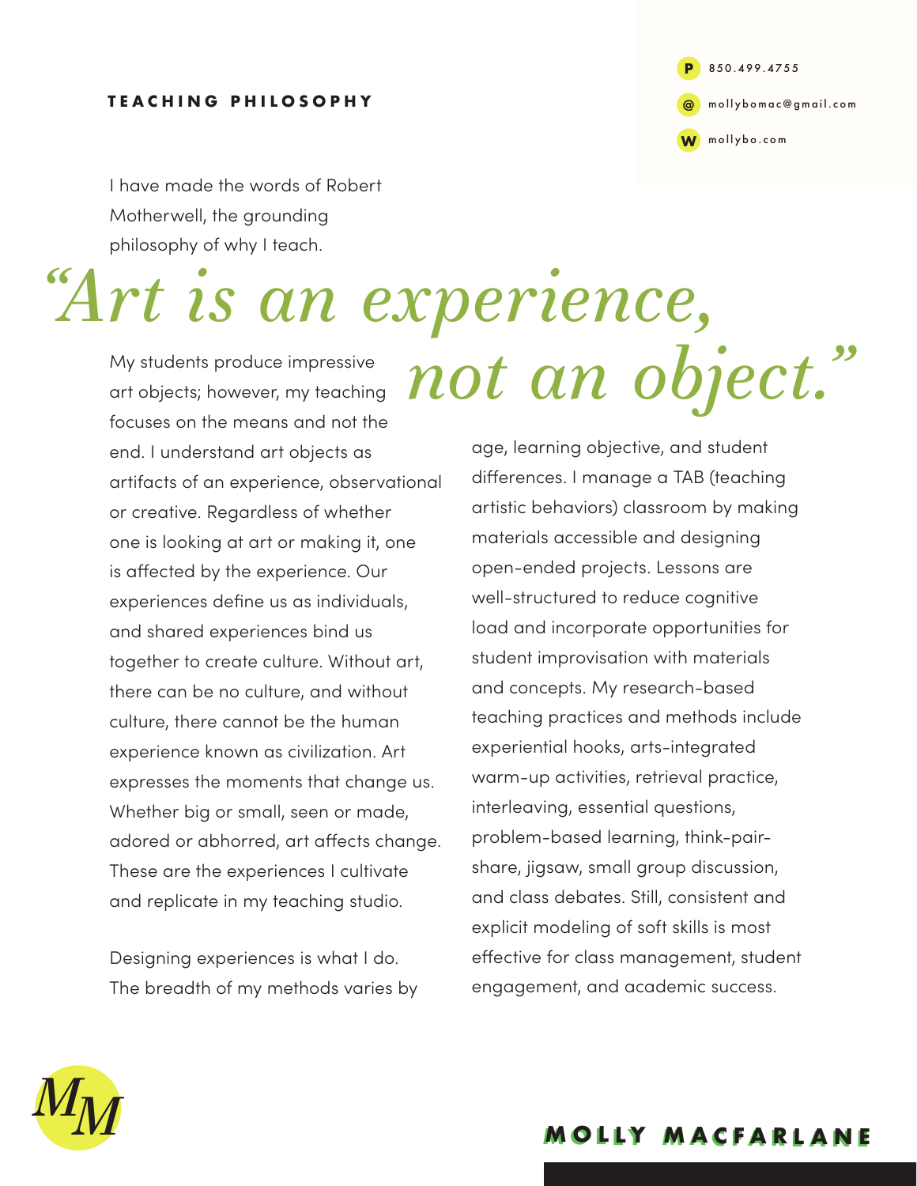## TEACHING PHILOSOPHY

**P** 850.499.4755

**@** mollybomac@gmail.com

**W** mollybo.com

I have made the words of Robert Motherwell, the grounding philosophy of why I teach.

# *"Art is an experience, not an object."*

My students produce impressive art objects; however, my teaching focuses on the means and not the end. I understand art objects as artifacts of an experience, observational or creative. Regardless of whether one is looking at art or making it, one is affected by the experience. Our experiences define us as individuals, and shared experiences bind us together to create culture. Without art, there can be no culture, and without culture, there cannot be the human experience known as civilization. Art expresses the moments that change us. Whether big or small, seen or made, adored or abhorred, art affects change. These are the experiences I cultivate and replicate in my teaching studio.

Designing experiences is what I do. The breadth of my methods varies by age, learning objective, and student differences. I manage a TAB (teaching artistic behaviors) classroom by making materials accessible and designing open-ended projects. Lessons are well-structured to reduce cognitive load and incorporate opportunities for student improvisation with materials and concepts. My research-based teaching practices and methods include experiential hooks, arts-integrated warm-up activities, retrieval practice, interleaving, essential questions, problem-based learning, think-pair-share, jigsaw, small group discussion, and class debates. Still, consistent and explicit modeling of soft skills is most effective for class management, student engagement, and academic success.

*MM*

**MOLLY MACFARLANE**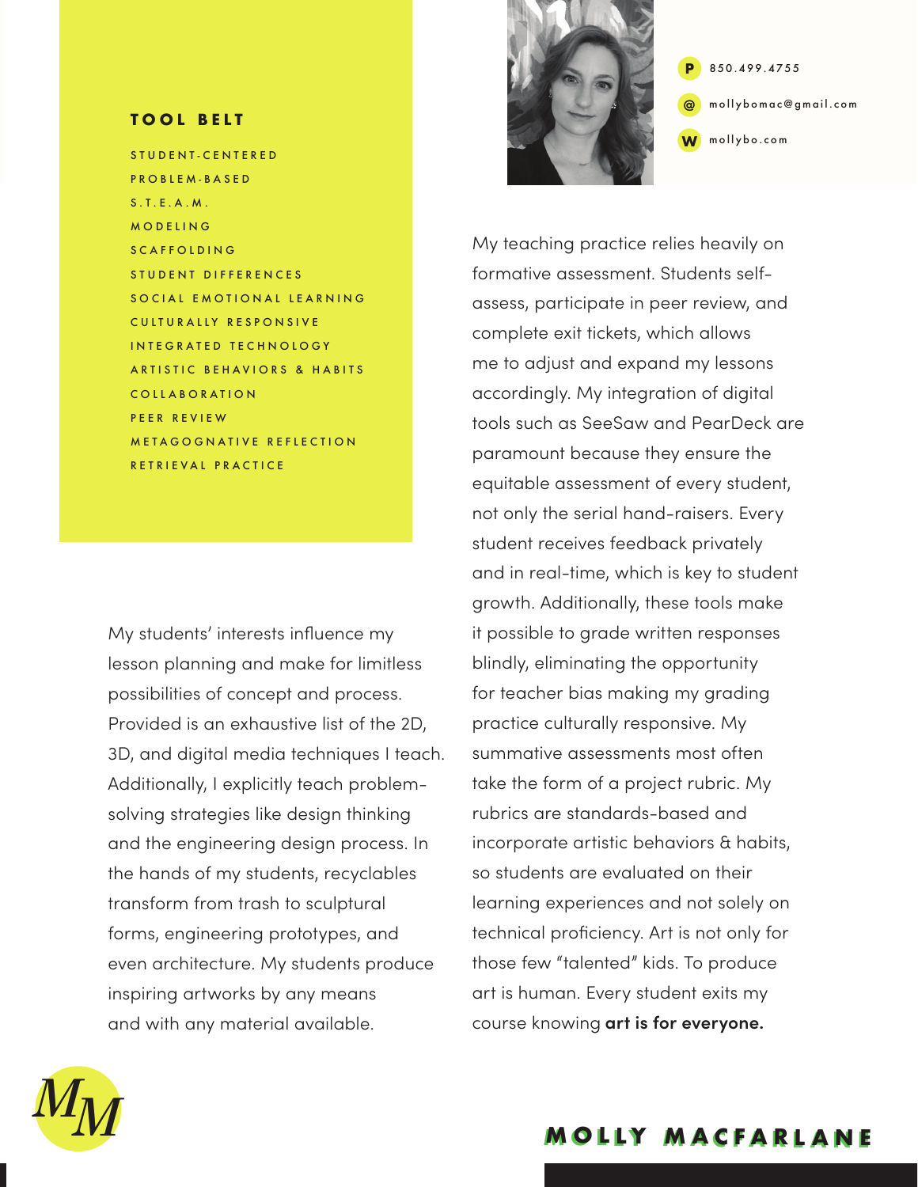## TOOL BELT

- STUDENT-CENTERED
- PROBLEM-BASED
- S.T.E.A.M.
- MODELING
- SCAFFOLDING
- STUDENT DIFFERENCES
- SOCIAL EMOTIONAL LEARNING
- CULTURALLY RESPONSIVE
- INTEGRATED TECHNOLOGY
- ARTISTIC BEHAVIORS & HABITS
- COLLABORATION
- PEER REVIEW
- METAGOGNATIVE REFLECTION
- RETRIEVAL PRACTICE

**P** 850.499.4755

**@** mollybomac@gmail.com

**W** mollybo.com

My students' interests influence my lesson planning and make for limitless possibilities of concept and process. Provided is an exhaustive list of the 2D, 3D, and digital media techniques I teach. Additionally, I explicitly teach problem-solving strategies like design thinking and the engineering design process. In the hands of my students, recyclables transform from trash to sculptural forms, engineering prototypes, and even architecture. My students produce inspiring artworks by any means and with any material available.

My teaching practice relies heavily on formative assessment. Students self-assess, participate in peer review, and complete exit tickets, which allows me to adjust and expand my lessons accordingly. My integration of digital tools such as SeeSaw and PearDeck are paramount because they ensure the equitable assessment of every student, not only the serial hand-raisers. Every student receives feedback privately and in real-time, which is key to student growth. Additionally, these tools make it possible to grade written responses blindly, eliminating the opportunity for teacher bias making my grading practice culturally responsive. My summative assessments most often take the form of a project rubric. My rubrics are standards-based and incorporate artistic behaviors & habits, so students are evaluated on their learning experiences and not solely on technical proficiency. Art is not only for those few "talented" kids. To produce art is human. Every student exits my course knowing **art is for everyone.**

MM

**MOLLY MACFARLANE**